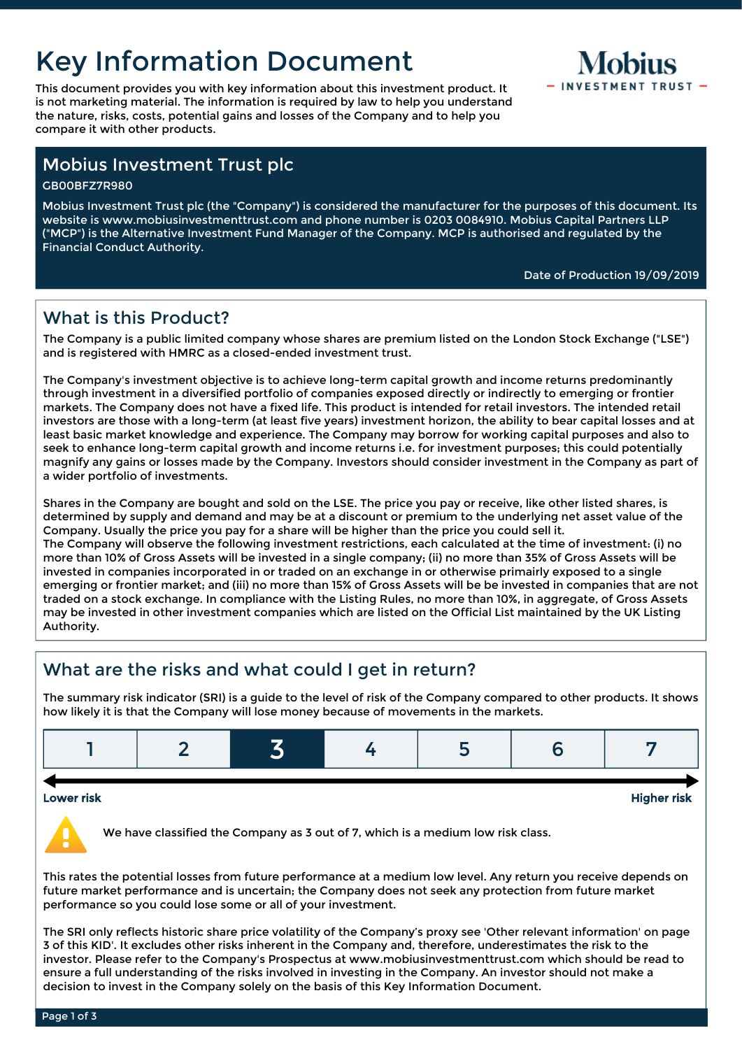# Key Information Document

This document provides you with key information about this investment product. It is not marketing material. The information is required by law to help you understand the nature, risks, costs, potential gains and losses of the Company and to help you compare it with other products.

Mobius
INVESTMENT TRUST

## Mobius Investment Trust plc

GB00BFZ7R980

Mobius Investment Trust plc (the "Company") is considered the manufacturer for the purposes of this document. Its website is www.mobiusinvestmenttrust.com and phone number is 0203 0084910. Mobius Capital Partners LLP ("MCP") is the Alternative Investment Fund Manager of the Company. MCP is authorised and regulated by the Financial Conduct Authority.

Date of Production 19/09/2019

## What is this Product?

The Company is a public limited company whose shares are premium listed on the London Stock Exchange ("LSE") and is registered with HMRC as a closed-ended investment trust.

The Company's investment objective is to achieve long-term capital growth and income returns predominantly through investment in a diversified portfolio of companies exposed directly or indirectly to emerging or frontier markets. The Company does not have a fixed life. This product is intended for retail investors. The intended retail investors are those with a long-term (at least five years) investment horizon, the ability to bear capital losses and at least basic market knowledge and experience. The Company may borrow for working capital purposes and also to seek to enhance long-term capital growth and income returns i.e. for investment purposes; this could potentially magnify any gains or losses made by the Company. Investors should consider investment in the Company as part of a wider portfolio of investments.

Shares in the Company are bought and sold on the LSE. The price you pay or receive, like other listed shares, is determined by supply and demand and may be at a discount or premium to the underlying net asset value of the Company. Usually the price you pay for a share will be higher than the price you could sell it.
The Company will observe the following investment restrictions, each calculated at the time of investment: (i) no more than 10% of Gross Assets will be invested in a single company; (ii) no more than 35% of Gross Assets will be invested in companies incorporated in or traded on an exchange in or otherwise primarily exposed to a single emerging or frontier market; and (iii) no more than 15% of Gross Assets will be be invested in companies that are not traded on a stock exchange. In compliance with the Listing Rules, no more than 10%, in aggregate, of Gross Assets may be invested in other investment companies which are listed on the Official List maintained by the UK Listing Authority.

## What are the risks and what could I get in return?

The summary risk indicator (SRI) is a guide to the level of risk of the Company compared to other products. It shows how likely it is that the Company will lose money because of movements in the markets.

| 1 | 2 | **3** | 4 | 5 | 6 | 7 |
|---|---|---|---|---|---|---|

Lower risk ←→ Higher risk

We have classified the Company as 3 out of 7, which is a medium low risk class.

This rates the potential losses from future performance at a medium low level. Any return you receive depends on future market performance and is uncertain; the Company does not seek any protection from future market performance so you could lose some or all of your investment.

The SRI only reflects historic share price volatility of the Company's proxy see 'Other relevant information' on page 3 of this KID'. It excludes other risks inherent in the Company and, therefore, underestimates the risk to the investor. Please refer to the Company's Prospectus at www.mobiusinvestmenttrust.com which should be read to ensure a full understanding of the risks involved in investing in the Company. An investor should not make a decision to invest in the Company solely on the basis of this Key Information Document.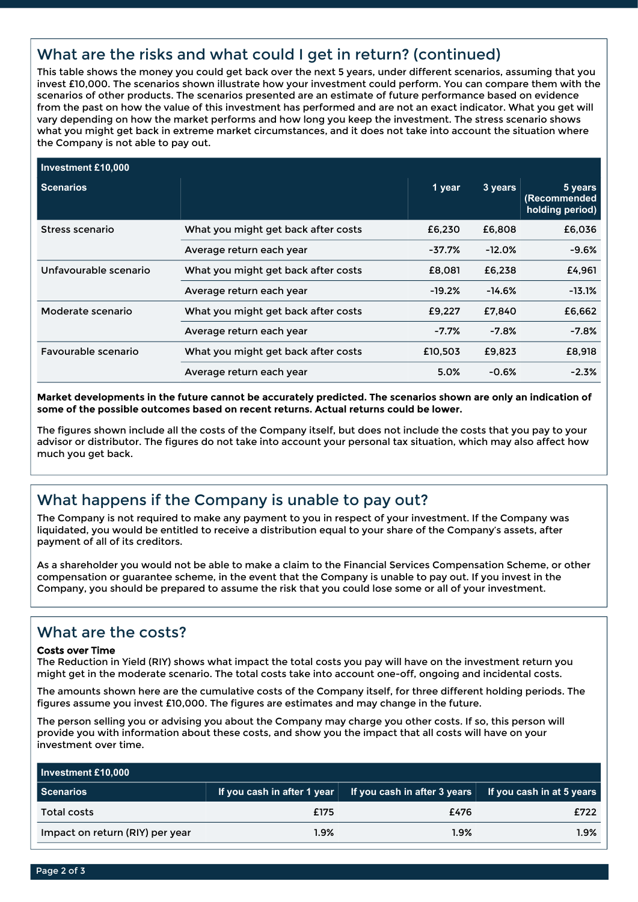## What are the risks and what could I get in return? (continued)

This table shows the money you could get back over the next 5 years, under different scenarios, assuming that you invest £10,000. The scenarios shown illustrate how your investment could perform. You can compare them with the scenarios of other products. The scenarios presented are an estimate of future performance based on evidence from the past on how the value of this investment has performed and are not an exact indicator. What you get will vary depending on how the market performs and how long you keep the investment. The stress scenario shows what you might get back in extreme market circumstances, and it does not take into account the situation where the Company is not able to pay out.

| Investment £10,000 | | | | |
|---|---|---|---|---|
| **Scenarios** | | **1 year** | **3 years** | **5 years (Recommended holding period)** |
| Stress scenario | What you might get back after costs | £6,230 | £6,808 | £6,036 |
| | Average return each year | -37.7% | -12.0% | -9.6% |
| Unfavourable scenario | What you might get back after costs | £8,081 | £6,238 | £4,961 |
| | Average return each year | -19.2% | -14.6% | -13.1% |
| Moderate scenario | What you might get back after costs | £9,227 | £7,840 | £6,662 |
| | Average return each year | -7.7% | -7.8% | -7.8% |
| Favourable scenario | What you might get back after costs | £10,503 | £9,823 | £8,918 |
| | Average return each year | 5.0% | -0.6% | -2.3% |

**Market developments in the future cannot be accurately predicted. The scenarios shown are only an indication of some of the possible outcomes based on recent returns. Actual returns could be lower.**

The figures shown include all the costs of the Company itself, but does not include the costs that you pay to your advisor or distributor. The figures do not take into account your personal tax situation, which may also affect how much you get back.

## What happens if the Company is unable to pay out?

The Company is not required to make any payment to you in respect of your investment. If the Company was liquidated, you would be entitled to receive a distribution equal to your share of the Company's assets, after payment of all of its creditors.

As a shareholder you would not be able to make a claim to the Financial Services Compensation Scheme, or other compensation or guarantee scheme, in the event that the Company is unable to pay out. If you invest in the Company, you should be prepared to assume the risk that you could lose some or all of your investment.

## What are the costs?

**Costs over Time**

The Reduction in Yield (RIY) shows what impact the total costs you pay will have on the investment return you might get in the moderate scenario. The total costs take into account one-off, ongoing and incidental costs.

The amounts shown here are the cumulative costs of the Company itself, for three different holding periods. The figures assume you invest £10,000. The figures are estimates and may change in the future.

The person selling you or advising you about the Company may charge you other costs. If so, this person will provide you with information about these costs, and show you the impact that all costs will have on your investment over time.

| Investment £10,000 | | | |
|---|---|---|---|
| **Scenarios** | **If you cash in after 1 year** | **If you cash in after 3 years** | **If you cash in at 5 years** |
| Total costs | £175 | £476 | £722 |
| Impact on return (RIY) per year | 1.9% | 1.9% | 1.9% |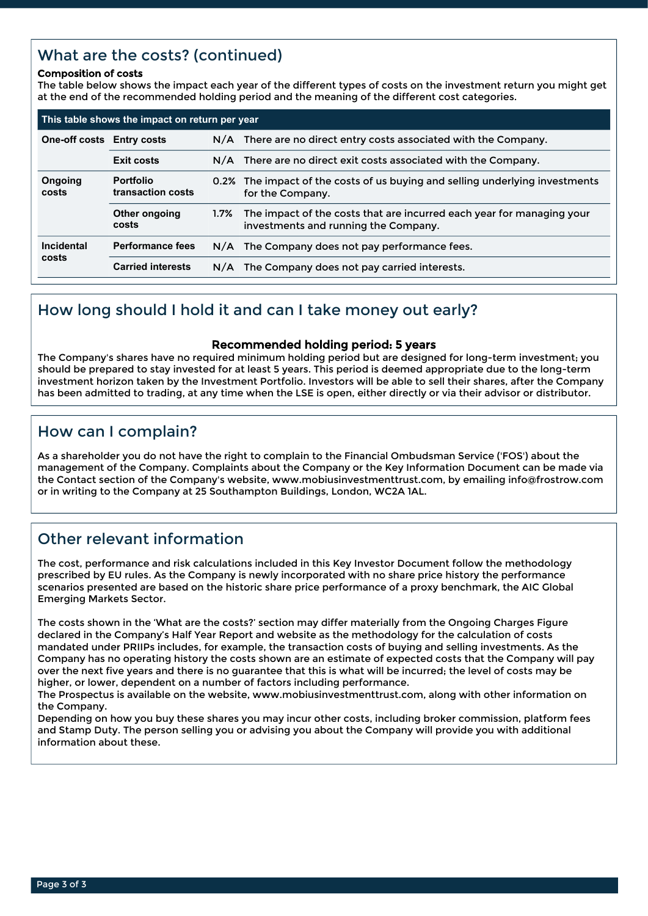## What are the costs? (continued)

**Composition of costs**

The table below shows the impact each year of the different types of costs on the investment return you might get at the end of the recommended holding period and the meaning of the different cost categories.

| This table shows the impact on return per year | | | |
|---|---|---|---|
| **One-off costs** | **Entry costs** | N/A | There are no direct entry costs associated with the Company. |
| | **Exit costs** | N/A | There are no direct exit costs associated with the Company. |
| **Ongoing costs** | **Portfolio transaction costs** | 0.2% | The impact of the costs of us buying and selling underlying investments for the Company. |
| | **Other ongoing costs** | 1.7% | The impact of the costs that are incurred each year for managing your investments and running the Company. |
| **Incidental costs** | **Performance fees** | N/A | The Company does not pay performance fees. |
| | **Carried interests** | N/A | The Company does not pay carried interests. |

## How long should I hold it and can I take money out early?

**Recommended holding period: 5 years**

The Company's shares have no required minimum holding period but are designed for long-term investment; you should be prepared to stay invested for at least 5 years. This period is deemed appropriate due to the long-term investment horizon taken by the Investment Portfolio. Investors will be able to sell their shares, after the Company has been admitted to trading, at any time when the LSE is open, either directly or via their advisor or distributor.

## How can I complain?

As a shareholder you do not have the right to complain to the Financial Ombudsman Service ('FOS') about the management of the Company. Complaints about the Company or the Key Information Document can be made via the Contact section of the Company's website, www.mobiusinvestmenttrust.com, by emailing info@frostrow.com or in writing to the Company at 25 Southampton Buildings, London, WC2A 1AL.

## Other relevant information

The cost, performance and risk calculations included in this Key Investor Document follow the methodology prescribed by EU rules. As the Company is newly incorporated with no share price history the performance scenarios presented are based on the historic share price performance of a proxy benchmark, the AIC Global Emerging Markets Sector.

The costs shown in the 'What are the costs?' section may differ materially from the Ongoing Charges Figure declared in the Company's Half Year Report and website as the methodology for the calculation of costs mandated under PRIIPs includes, for example, the transaction costs of buying and selling investments. As the Company has no operating history the costs shown are an estimate of expected costs that the Company will pay over the next five years and there is no guarantee that this is what will be incurred; the level of costs may be higher, or lower, dependent on a number of factors including performance.

The Prospectus is available on the website, www.mobiusinvestmenttrust.com, along with other information on the Company.

Depending on how you buy these shares you may incur other costs, including broker commission, platform fees and Stamp Duty. The person selling you or advising you about the Company will provide you with additional information about these.